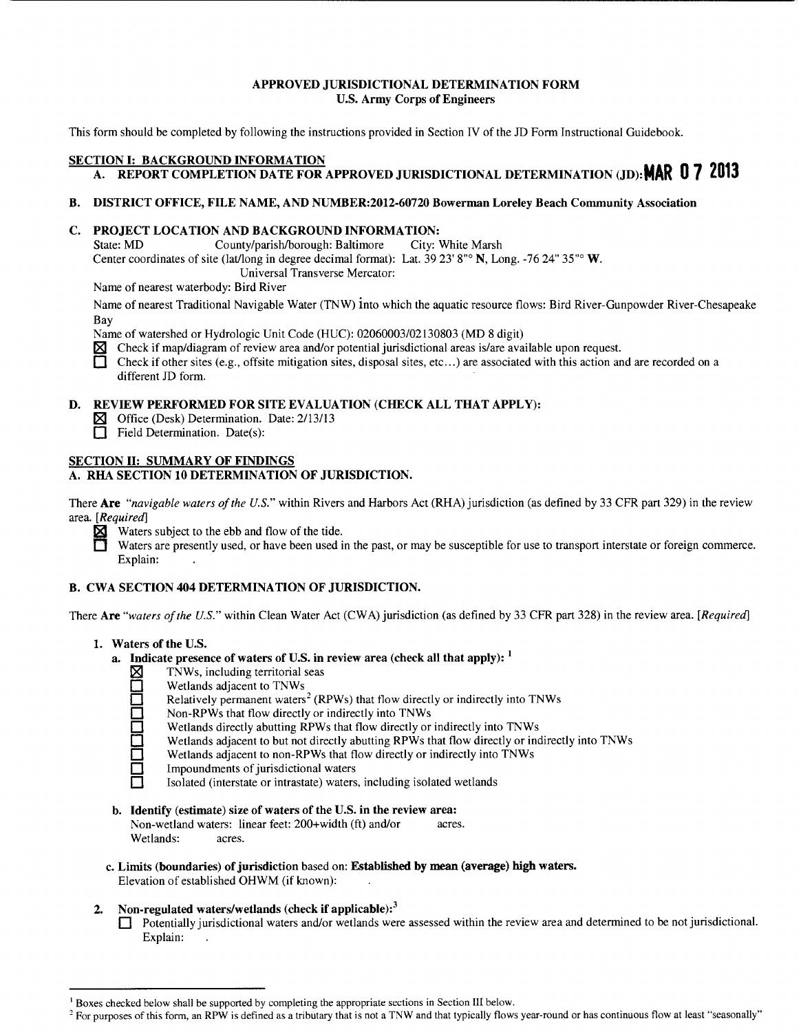# APPROVED JURISDICTIONAL DETERMINATION FORM
## U.S. Army Corps of Engineers

This form should be completed by following the instructions provided in Section IV of the JD Form Instructional Guidebook.

## SECTION I: BACKGROUND INFORMATION

**A. REPORT COMPLETION DATE FOR APPROVED JURISDICTIONAL DETERMINATION (JD): MAR 07 2013**

**B. DISTRICT OFFICE, FILE NAME, AND NUMBER:2012-60720 Bowerman Loreley Beach Community Association**

**C. PROJECT LOCATION AND BACKGROUND INFORMATION:**

State: MD County/parish/borough: Baltimore City: White Marsh

Center coordinates of site (lat/long in degree decimal format): Lat. 39 23' 8"° **N**, Long. -76 24" 35"° **W**.

Universal Transverse Mercator:

Name of nearest waterbody: Bird River

Name of nearest Traditional Navigable Water (TNW) into which the aquatic resource flows: Bird River-Gunpowder River-Chesapeake Bay

Name of watershed or Hydrologic Unit Code (HUC): 02060003/02130803 (MD 8 digit)

☒ Check if map/diagram of review area and/or potential jurisdictional areas is/are available upon request.

☐ Check if other sites (e.g., offsite mitigation sites, disposal sites, etc…) are associated with this action and are recorded on a different JD form.

**D. REVIEW PERFORMED FOR SITE EVALUATION (CHECK ALL THAT APPLY):**

☒ Office (Desk) Determination. Date: 2/13/13

☐ Field Determination. Date(s):

## SECTION II: SUMMARY OF FINDINGS

**A. RHA SECTION 10 DETERMINATION OF JURISDICTION.**

There **Are** *"navigable waters of the U.S."* within Rivers and Harbors Act (RHA) jurisdiction (as defined by 33 CFR part 329) in the review area. *[Required]*

☒ Waters subject to the ebb and flow of the tide.

☐ Waters are presently used, or have been used in the past, or may be susceptible for use to transport interstate or foreign commerce. Explain: .

**B. CWA SECTION 404 DETERMINATION OF JURISDICTION.**

There **Are** *"waters of the U.S."* within Clean Water Act (CWA) jurisdiction (as defined by 33 CFR part 328) in the review area. *[Required]*

**1. Waters of the U.S.**

**a. Indicate presence of waters of U.S. in review area (check all that apply):** [1]

☒ TNWs, including territorial seas

☐ Wetlands adjacent to TNWs

☐ Relatively permanent waters[2] (RPWs) that flow directly or indirectly into TNWs

☐ Non-RPWs that flow directly or indirectly into TNWs

☐ Wetlands directly abutting RPWs that flow directly or indirectly into TNWs

☐ Wetlands adjacent to but not directly abutting RPWs that flow directly or indirectly into TNWs

☐ Wetlands adjacent to non-RPWs that flow directly or indirectly into TNWs

☐ Impoundments of jurisdictional waters

☐ Isolated (interstate or intrastate) waters, including isolated wetlands

**b. Identify (estimate) size of waters of the U.S. in the review area:**

Non-wetland waters: linear feet: 200+width (ft) and/or acres.

Wetlands: acres.

**c. Limits (boundaries) of jurisdiction** based on: **Established by mean (average) high waters.**

Elevation of established OHWM (if known): .

**2. Non-regulated waters/wetlands (check if applicable):**[3]

☐ Potentially jurisdictional waters and/or wetlands were assessed within the review area and determined to be not jurisdictional. Explain: .

---

[1] Boxes checked below shall be supported by completing the appropriate sections in Section III below.

[2] For purposes of this form, an RPW is defined as a tributary that is not a TNW and that typically flows year-round or has continuous flow at least "seasonally"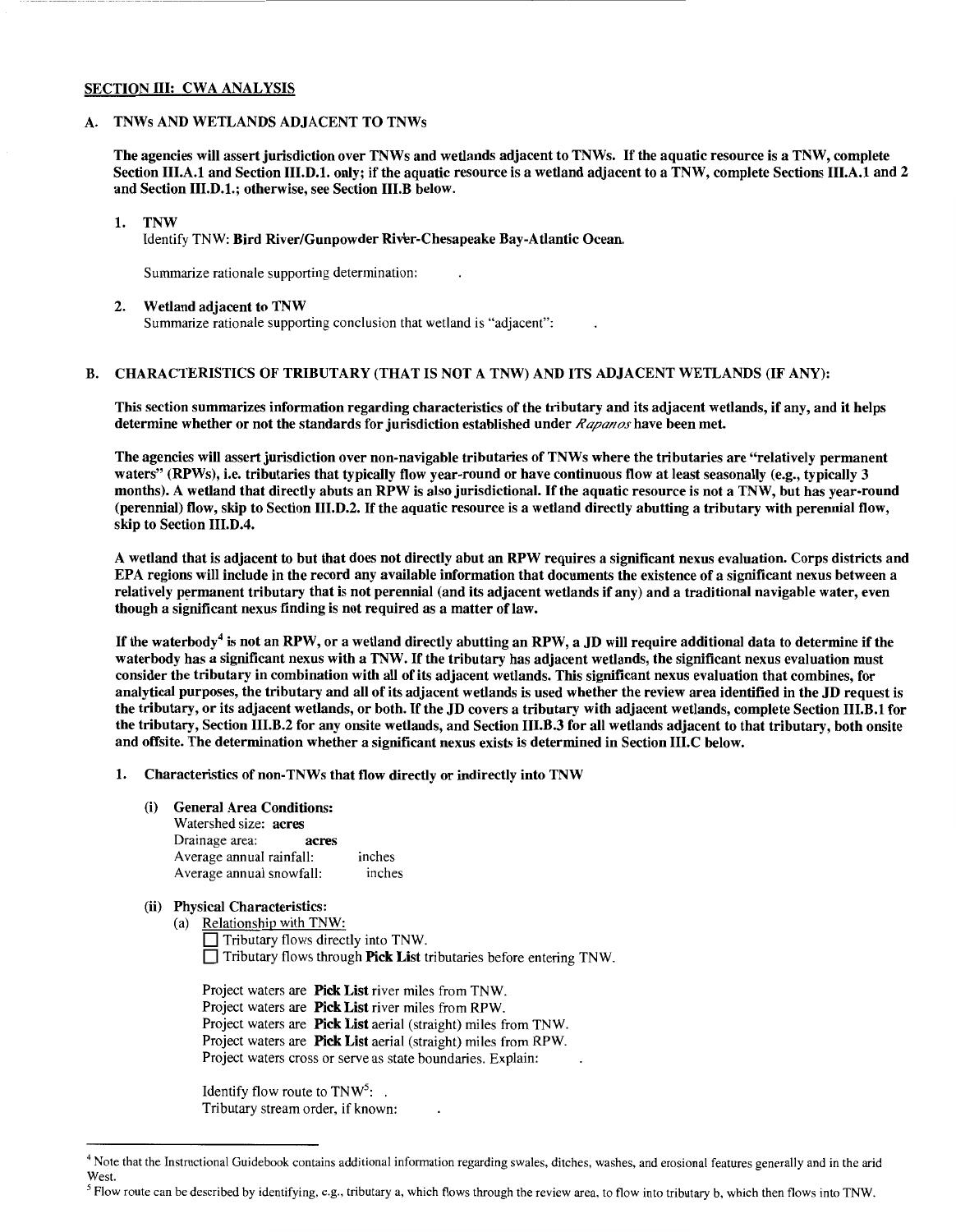## SECTION III: CWA ANALYSIS

### A. TNWs AND WETLANDS ADJACENT TO TNWs

**The agencies will assert jurisdiction over TNWs and wetlands adjacent to TNWs. If the aquatic resource is a TNW, complete Section III.A.1 and Section III.D.1. only; if the aquatic resource is a wetland adjacent to a TNW, complete Sections III.A.1 and 2 and Section III.D.1.; otherwise, see Section III.B below.**

1. **TNW**
   Identify TNW: **Bird River/Gunpowder River-Chesapeake Bay-Atlantic Ocean.**

   Summarize rationale supporting determination: .

2. **Wetland adjacent to TNW**
   Summarize rationale supporting conclusion that wetland is "adjacent": .

### B. CHARACTERISTICS OF TRIBUTARY (THAT IS NOT A TNW) AND ITS ADJACENT WETLANDS (IF ANY):

**This section summarizes information regarding characteristics of the tributary and its adjacent wetlands, if any, and it helps determine whether or not the standards for jurisdiction established under *Rapanos* have been met.**

**The agencies will assert jurisdiction over non-navigable tributaries of TNWs where the tributaries are "relatively permanent waters" (RPWs), i.e. tributaries that typically flow year-round or have continuous flow at least seasonally (e.g., typically 3 months). A wetland that directly abuts an RPW is also jurisdictional. If the aquatic resource is not a TNW, but has year-round (perennial) flow, skip to Section III.D.2. If the aquatic resource is a wetland directly abutting a tributary with perennial flow, skip to Section III.D.4.**

**A wetland that is adjacent to but that does not directly abut an RPW requires a significant nexus evaluation. Corps districts and EPA regions will include in the record any available information that documents the existence of a significant nexus between a relatively permanent tributary that is not perennial (and its adjacent wetlands if any) and a traditional navigable water, even though a significant nexus finding is not required as a matter of law.**

**If the waterbody[4] is not an RPW, or a wetland directly abutting an RPW, a JD will require additional data to determine if the waterbody has a significant nexus with a TNW. If the tributary has adjacent wetlands, the significant nexus evaluation must consider the tributary in combination with all of its adjacent wetlands. This significant nexus evaluation that combines, for analytical purposes, the tributary and all of its adjacent wetlands is used whether the review area identified in the JD request is the tributary, or its adjacent wetlands, or both. If the JD covers a tributary with adjacent wetlands, complete Section III.B.1 for the tributary, Section III.B.2 for any onsite wetlands, and Section III.B.3 for all wetlands adjacent to that tributary, both onsite and offsite. The determination whether a significant nexus exists is determined in Section III.C below.**

1. **Characteristics of non-TNWs that flow directly or indirectly into TNW**

   **(i) General Area Conditions:**
   Watershed size: **acres**
   Drainage area: **acres**
   Average annual rainfall: inches
   Average annual snowfall: inches

   **(ii) Physical Characteristics:**
   (a) Relationship with TNW:
   ☐ Tributary flows directly into TNW.
   ☐ Tributary flows through **Pick List** tributaries before entering TNW.

   Project waters are **Pick List** river miles from TNW.
   Project waters are **Pick List** river miles from RPW.
   Project waters are **Pick List** aerial (straight) miles from TNW.
   Project waters are **Pick List** aerial (straight) miles from RPW.
   Project waters cross or serve as state boundaries. Explain: .

   Identify flow route to TNW[5]: .
   Tributary stream order, if known: .

---

[4] Note that the Instructional Guidebook contains additional information regarding swales, ditches, washes, and erosional features generally and in the arid West.

[5] Flow route can be described by identifying, e.g., tributary a, which flows through the review area, to flow into tributary b, which then flows into TNW.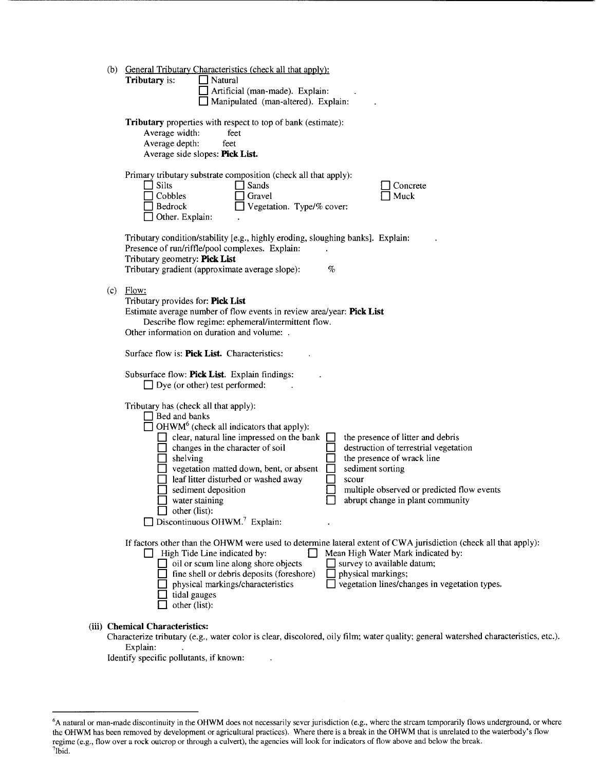(b) General Tributary Characteristics (check all that apply):

**Tributary** is:
- ☐ Natural
- ☐ Artificial (man-made). Explain: .
- ☐ Manipulated (man-altered). Explain: .

**Tributary** properties with respect to top of bank (estimate):
- Average width: feet
- Average depth: feet
- Average side slopes: **Pick List.**

Primary tributary substrate composition (check all that apply):

- ☐ Silts
- ☐ Sands
- ☐ Concrete
- ☐ Cobbles
- ☐ Gravel
- ☐ Muck
- ☐ Bedrock
- ☐ Vegetation. Type/% cover:
- ☐ Other. Explain: .

Tributary condition/stability [e.g., highly eroding, sloughing banks]. Explain: .
Presence of run/riffle/pool complexes. Explain: .
Tributary geometry: **Pick List**
Tributary gradient (approximate average slope): %

(c) Flow:

Tributary provides for: **Pick List**
Estimate average number of flow events in review area/year: **Pick List**
Describe flow regime: ephemeral/intermittent flow.
Other information on duration and volume: .

Surface flow is: **Pick List.** Characteristics: .

Subsurface flow: **Pick List.** Explain findings: .
- ☐ Dye (or other) test performed: .

Tributary has (check all that apply):
- ☐ Bed and banks
- ☐ OHWM[6] (check all indicators that apply):
  - ☐ clear, natural line impressed on the bank
  - ☐ changes in the character of soil
  - ☐ shelving
  - ☐ vegetation matted down, bent, or absent
  - ☐ leaf litter disturbed or washed away
  - ☐ sediment deposition
  - ☐ water staining
  - ☐ other (list):
  - ☐ the presence of litter and debris
  - ☐ destruction of terrestrial vegetation
  - ☐ the presence of wrack line
  - ☐ sediment sorting
  - ☐ scour
  - ☐ multiple observed or predicted flow events
  - ☐ abrupt change in plant community
- ☐ Discontinuous OHWM.[7] Explain: .

If factors other than the OHWM were used to determine lateral extent of CWA jurisdiction (check all that apply):
- ☐ High Tide Line indicated by:
  - ☐ oil or scum line along shore objects
  - ☐ fine shell or debris deposits (foreshore)
  - ☐ physical markings/characteristics
  - ☐ tidal gauges
  - ☐ other (list):
- ☐ Mean High Water Mark indicated by:
  - ☐ survey to available datum;
  - ☐ physical markings;
  - ☐ vegetation lines/changes in vegetation types.

**(iii) Chemical Characteristics:**

Characterize tributary (e.g., water color is clear, discolored, oily film; water quality; general watershed characteristics, etc.).
Explain: .

Identify specific pollutants, if known: .

---

[6]A natural or man-made discontinuity in the OHWM does not necessarily sever jurisdiction (e.g., where the stream temporarily flows underground, or where the OHWM has been removed by development or agricultural practices). Where there is a break in the OHWM that is unrelated to the waterbody's flow regime (e.g., flow over a rock outcrop or through a culvert), the agencies will look for indicators of flow above and below the break.

[7]Ibid.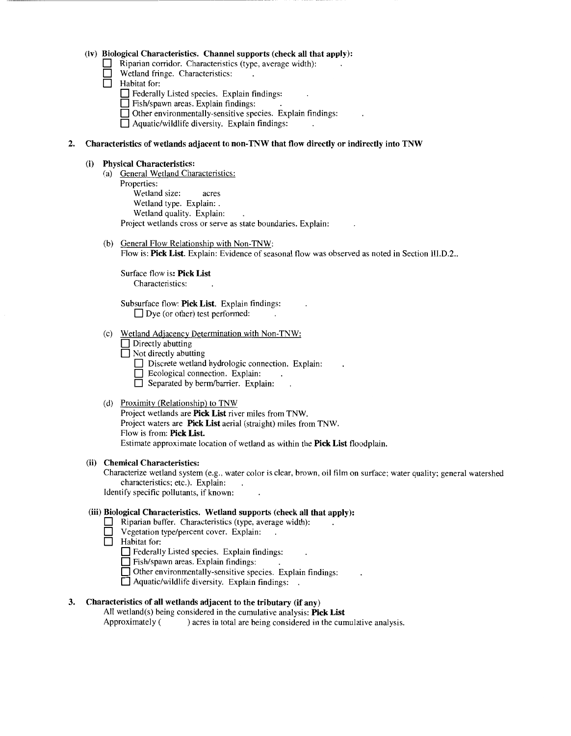**(iv) Biological Characteristics. Channel supports (check all that apply):**

- ☐ Riparian corridor. Characteristics (type, average width): .
- ☐ Wetland fringe. Characteristics: .
- ☐ Habitat for:
  - ☐ Federally Listed species. Explain findings: .
  - ☐ Fish/spawn areas. Explain findings: .
  - ☐ Other environmentally-sensitive species. Explain findings: .
  - ☐ Aquatic/wildlife diversity. Explain findings: .

**2. Characteristics of wetlands adjacent to non-TNW that flow directly or indirectly into TNW**

**(i) Physical Characteristics:**

(a) General Wetland Characteristics:

Properties:

Wetland size: acres

Wetland type. Explain: .

Wetland quality. Explain: .

Project wetlands cross or serve as state boundaries. Explain: .

(b) General Flow Relationship with Non-TNW:

Flow is: **Pick List**. Explain: Evidence of seasonal flow was observed as noted in Section III.D.2..

Surface flow is**: Pick List**

Characteristics: .

Subsurface flow: **Pick List.** Explain findings: .

☐ Dye (or other) test performed: .

(c) Wetland Adjacency Determination with Non-TNW:

- ☐ Directly abutting
- ☐ Not directly abutting
  - ☐ Discrete wetland hydrologic connection. Explain: .
  - ☐ Ecological connection. Explain: .
  - ☐ Separated by berm/barrier. Explain: .

(d) Proximity (Relationship) to TNW

Project wetlands are **Pick List** river miles from TNW.

Project waters are **Pick List** aerial (straight) miles from TNW.

Flow is from: **Pick List.**

Estimate approximate location of wetland as within the **Pick List** floodplain.

**(ii) Chemical Characteristics:**

Characterize wetland system (e.g., water color is clear, brown, oil film on surface; water quality; general watershed characteristics; etc.). Explain: .

Identify specific pollutants, if known: .

**(iii) Biological Characteristics. Wetland supports (check all that apply):**

- ☐ Riparian buffer. Characteristics (type, average width): .
- ☐ Vegetation type/percent cover. Explain: .
- ☐ Habitat for:
  - ☐ Federally Listed species. Explain findings: .
  - ☐ Fish/spawn areas. Explain findings: .
  - ☐ Other environmentally-sensitive species. Explain findings: .
  - ☐ Aquatic/wildlife diversity. Explain findings: .

**3. Characteristics of all wetlands adjacent to the tributary (if any)**

All wetland(s) being considered in the cumulative analysis: **Pick List**

Approximately ( ) acres in total are being considered in the cumulative analysis.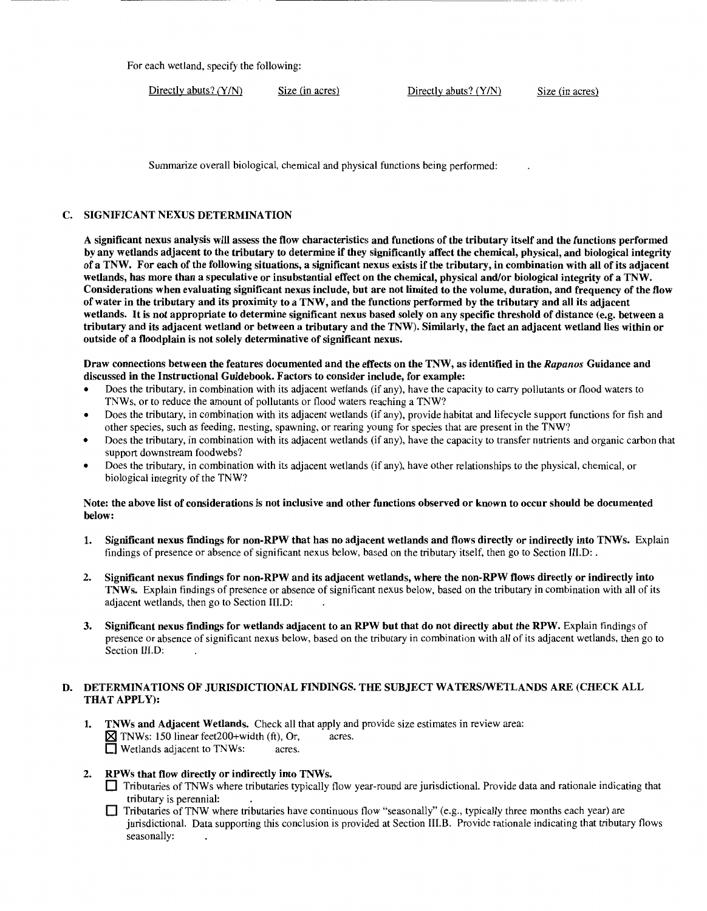For each wetland, specify the following:

| Directly abuts? (Y/N) | Size (in acres) | Directly abuts? (Y/N) | Size (in acres) |
|---|---|---|---|

Summarize overall biological, chemical and physical functions being performed: .

## C. SIGNIFICANT NEXUS DETERMINATION

**A significant nexus analysis will assess the flow characteristics and functions of the tributary itself and the functions performed by any wetlands adjacent to the tributary to determine if they significantly affect the chemical, physical, and biological integrity of a TNW. For each of the following situations, a significant nexus exists if the tributary, in combination with all of its adjacent wetlands, has more than a speculative or insubstantial effect on the chemical, physical and/or biological integrity of a TNW. Considerations when evaluating significant nexus include, but are not limited to the volume, duration, and frequency of the flow of water in the tributary and its proximity to a TNW, and the functions performed by the tributary and all its adjacent wetlands. It is not appropriate to determine significant nexus based solely on any specific threshold of distance (e.g. between a tributary and its adjacent wetland or between a tributary and the TNW). Similarly, the fact an adjacent wetland lies within or outside of a floodplain is not solely determinative of significant nexus.**

**Draw connections between the features documented and the effects on the TNW, as identified in the *Rapanos* Guidance and discussed in the Instructional Guidebook. Factors to consider include, for example:**

- Does the tributary, in combination with its adjacent wetlands (if any), have the capacity to carry pollutants or flood waters to TNWs, or to reduce the amount of pollutants or flood waters reaching a TNW?
- Does the tributary, in combination with its adjacent wetlands (if any), provide habitat and lifecycle support functions for fish and other species, such as feeding, nesting, spawning, or rearing young for species that are present in the TNW?
- Does the tributary, in combination with its adjacent wetlands (if any), have the capacity to transfer nutrients and organic carbon that support downstream foodwebs?
- Does the tributary, in combination with its adjacent wetlands (if any), have other relationships to the physical, chemical, or biological integrity of the TNW?

**Note: the above list of considerations is not inclusive and other functions observed or known to occur should be documented below:**

1. **Significant nexus findings for non-RPW that has no adjacent wetlands and flows directly or indirectly into TNWs.** Explain findings of presence or absence of significant nexus below, based on the tributary itself, then go to Section III.D: .

2. **Significant nexus findings for non-RPW and its adjacent wetlands, where the non-RPW flows directly or indirectly into TNWs.** Explain findings of presence or absence of significant nexus below, based on the tributary in combination with all of its adjacent wetlands, then go to Section III.D: .

3. **Significant nexus findings for wetlands adjacent to an RPW but that do not directly abut the RPW.** Explain findings of presence or absence of significant nexus below, based on the tributary in combination with all of its adjacent wetlands, then go to Section III.D: .

## D. DETERMINATIONS OF JURISDICTIONAL FINDINGS. THE SUBJECT WATERS/WETLANDS ARE (CHECK ALL THAT APPLY):

1. **TNWs and Adjacent Wetlands.** Check all that apply and provide size estimates in review area:
   - ☒ TNWs: 150 linear feet200+width (ft), Or, acres.
   - ☐ Wetlands adjacent to TNWs: acres.

2. **RPWs that flow directly or indirectly into TNWs.**
   - ☐ Tributaries of TNWs where tributaries typically flow year-round are jurisdictional. Provide data and rationale indicating that tributary is perennial: .
   - ☐ Tributaries of TNW where tributaries have continuous flow "seasonally" (e.g., typically three months each year) are jurisdictional. Data supporting this conclusion is provided at Section III.B. Provide rationale indicating that tributary flows seasonally: .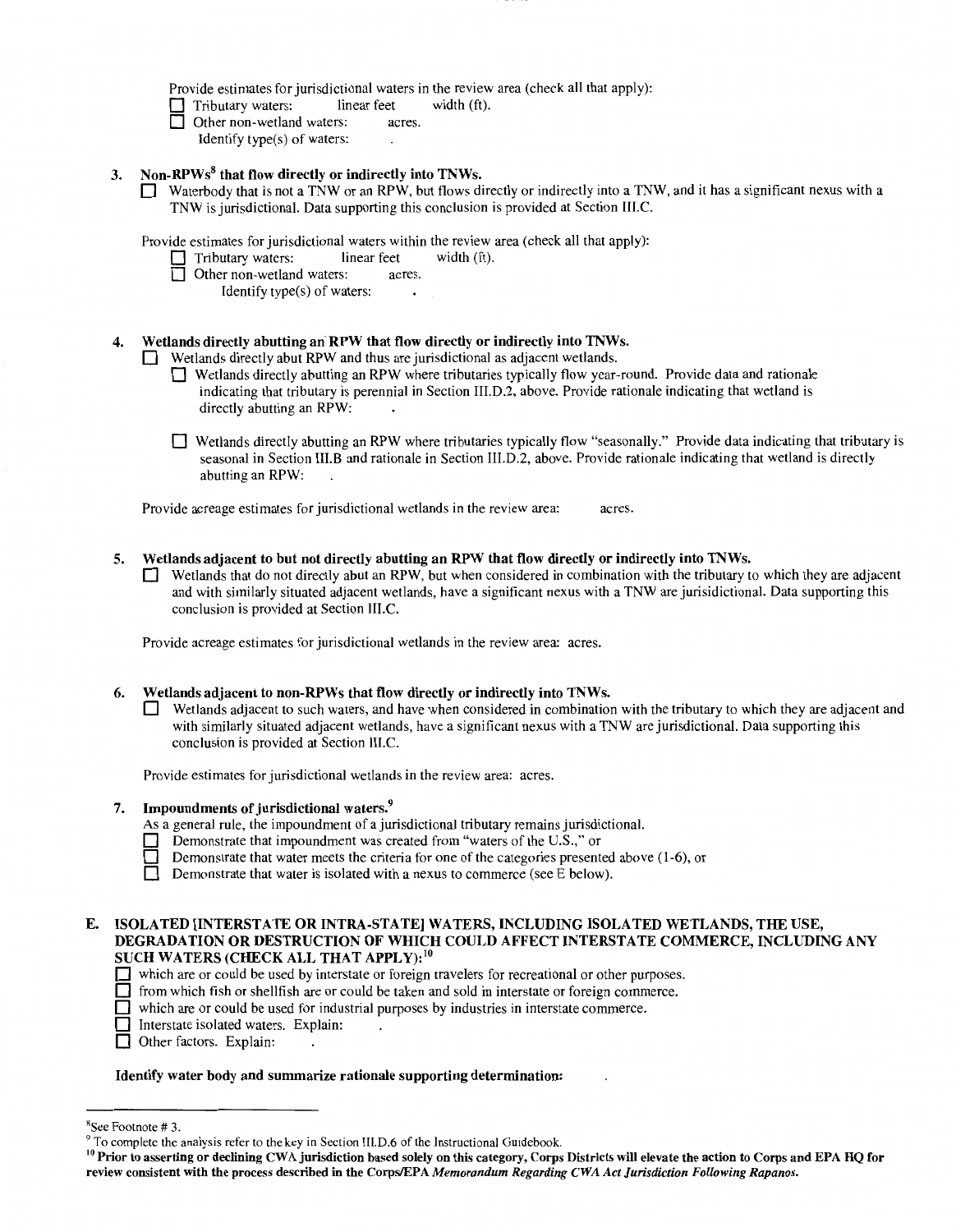Provide estimates for jurisdictional waters in the review area (check all that apply):

☐ Tributary waters: linear feet width (ft).
☐ Other non-wetland waters: acres.
Identify type(s) of waters: .

**3. Non-RPWs[8] that flow directly or indirectly into TNWs.**

☐ Waterbody that is not a TNW or an RPW, but flows directly or indirectly into a TNW, and it has a significant nexus with a TNW is jurisdictional. Data supporting this conclusion is provided at Section III.C.

Provide estimates for jurisdictional waters within the review area (check all that apply):

☐ Tributary waters: linear feet width (ft).
☐ Other non-wetland waters: acres.
Identify type(s) of waters: .

**4. Wetlands directly abutting an RPW that flow directly or indirectly into TNWs.**

☐ Wetlands directly abut RPW and thus are jurisdictional as adjacent wetlands.

☐ Wetlands directly abutting an RPW where tributaries typically flow year-round. Provide data and rationale indicating that tributary is perennial in Section III.D.2, above. Provide rationale indicating that wetland is directly abutting an RPW: .

☐ Wetlands directly abutting an RPW where tributaries typically flow "seasonally." Provide data indicating that tributary is seasonal in Section III.B and rationale in Section III.D.2, above. Provide rationale indicating that wetland is directly abutting an RPW: .

Provide acreage estimates for jurisdictional wetlands in the review area: acres.

**5. Wetlands adjacent to but not directly abutting an RPW that flow directly or indirectly into TNWs.**

☐ Wetlands that do not directly abut an RPW, but when considered in combination with the tributary to which they are adjacent and with similarly situated adjacent wetlands, have a significant nexus with a TNW are jurisidictional. Data supporting this conclusion is provided at Section III.C.

Provide acreage estimates for jurisdictional wetlands in the review area: acres.

**6. Wetlands adjacent to non-RPWs that flow directly or indirectly into TNWs.**

☐ Wetlands adjacent to such waters, and have when considered in combination with the tributary to which they are adjacent and with similarly situated adjacent wetlands, have a significant nexus with a TNW are jurisdictional. Data supporting this conclusion is provided at Section III.C.

Provide estimates for jurisdictional wetlands in the review area: acres.

**7. Impoundments of jurisdictional waters.[9]**

As a general rule, the impoundment of a jurisdictional tributary remains jurisdictional.

☐ Demonstrate that impoundment was created from "waters of the U.S.," or
☐ Demonstrate that water meets the criteria for one of the categories presented above (1-6), or
☐ Demonstrate that water is isolated with a nexus to commerce (see E below).

**E. ISOLATED [INTERSTATE OR INTRA-STATE] WATERS, INCLUDING ISOLATED WETLANDS, THE USE, DEGRADATION OR DESTRUCTION OF WHICH COULD AFFECT INTERSTATE COMMERCE, INCLUDING ANY SUCH WATERS (CHECK ALL THAT APPLY):[10]**

☐ which are or could be used by interstate or foreign travelers for recreational or other purposes.
☐ from which fish or shellfish are or could be taken and sold in interstate or foreign commerce.
☐ which are or could be used for industrial purposes by industries in interstate commerce.
☐ Interstate isolated waters. Explain: .
☐ Other factors. Explain: .

**Identify water body and summarize rationale supporting determination:** .

---

[8] See Footnote # 3.

[9] To complete the analysis refer to the key in Section III.D.6 of the Instructional Guidebook.

[10] **Prior to asserting or declining CWA jurisdiction based solely on this category, Corps Districts will elevate the action to Corps and EPA HQ for review consistent with the process described in the Corps/EPA *Memorandum Regarding CWA Act Jurisdiction Following Rapanos*.**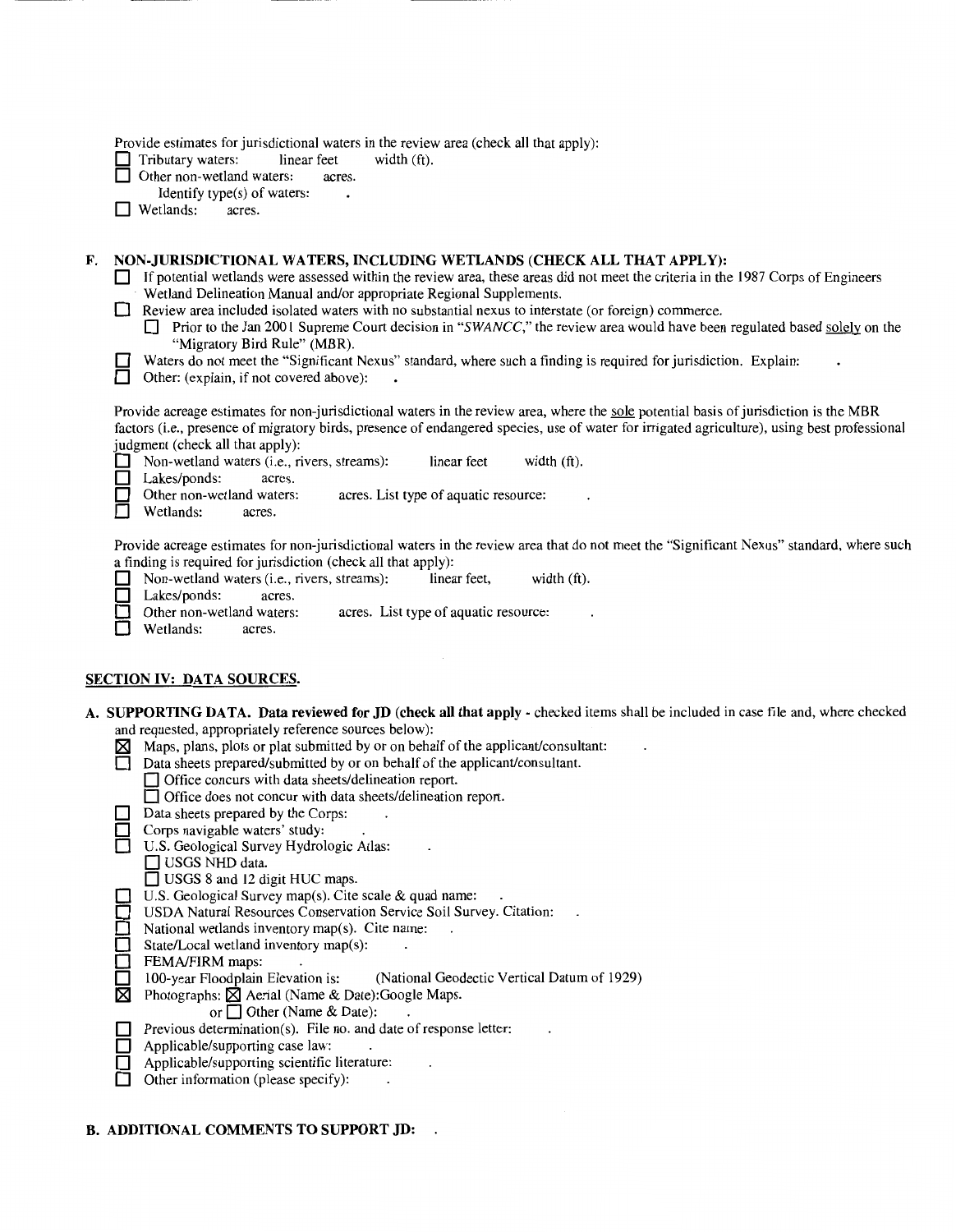Provide estimates for jurisdictional waters in the review area (check all that apply):

- ☐ Tributary waters: linear feet width (ft).
- ☐ Other non-wetland waters: acres.
  - Identify type(s) of waters: .
- ☐ Wetlands: acres.

**F. NON-JURISDICTIONAL WATERS, INCLUDING WETLANDS (CHECK ALL THAT APPLY):**

- ☐ If potential wetlands were assessed within the review area, these areas did not meet the criteria in the 1987 Corps of Engineers Wetland Delineation Manual and/or appropriate Regional Supplements.
- ☐ Review area included isolated waters with no substantial nexus to interstate (or foreign) commerce.
  - ☐ Prior to the Jan 2001 Supreme Court decision in "*SWANCC*," the review area would have been regulated based solely on the "Migratory Bird Rule" (MBR).
- ☐ Waters do not meet the "Significant Nexus" standard, where such a finding is required for jurisdiction. Explain: .
- ☐ Other: (explain, if not covered above): .

Provide acreage estimates for non-jurisdictional waters in the review area, where the sole potential basis of jurisdiction is the MBR factors (i.e., presence of migratory birds, presence of endangered species, use of water for irrigated agriculture), using best professional judgment (check all that apply):

- ☐ Non-wetland waters (i.e., rivers, streams): linear feet width (ft).
- ☐ Lakes/ponds: acres.
- ☐ Other non-wetland waters: acres. List type of aquatic resource: .
- ☐ Wetlands: acres.

Provide acreage estimates for non-jurisdictional waters in the review area that do not meet the "Significant Nexus" standard, where such a finding is required for jurisdiction (check all that apply):

- ☐ Non-wetland waters (i.e., rivers, streams): linear feet, width (ft).
- ☐ Lakes/ponds: acres.
- ☐ Other non-wetland waters: acres. List type of aquatic resource: .
- ☐ Wetlands: acres.

## SECTION IV: DATA SOURCES.

**A. SUPPORTING DATA. Data reviewed for JD (check all that apply -** checked items shall be included in case file and, where checked and requested, appropriately reference sources below):

- ☒ Maps, plans, plots or plat submitted by or on behalf of the applicant/consultant: .
- ☐ Data sheets prepared/submitted by or on behalf of the applicant/consultant.
  - ☐ Office concurs with data sheets/delineation report.
  - ☐ Office does not concur with data sheets/delineation report.
- ☐ Data sheets prepared by the Corps: .
- ☐ Corps navigable waters' study: .
- ☐ U.S. Geological Survey Hydrologic Atlas: .
  - ☐ USGS NHD data.
  - ☐ USGS 8 and 12 digit HUC maps.
- ☐ U.S. Geological Survey map(s). Cite scale & quad name: .
- ☐ USDA Natural Resources Conservation Service Soil Survey. Citation: .
- ☐ National wetlands inventory map(s). Cite name: .
- ☐ State/Local wetland inventory map(s): .
- ☐ FEMA/FIRM maps: .
- ☐ 100-year Floodplain Elevation is: (National Geodectic Vertical Datum of 1929)
- ☒ Photographs: ☒ Aerial (Name & Date):Google Maps.
  - or ☐ Other (Name & Date): .
- ☐ Previous determination(s). File no. and date of response letter: .
- ☐ Applicable/supporting case law: .
- ☐ Applicable/supporting scientific literature: .
- ☐ Other information (please specify): .

**B. ADDITIONAL COMMENTS TO SUPPORT JD:** .